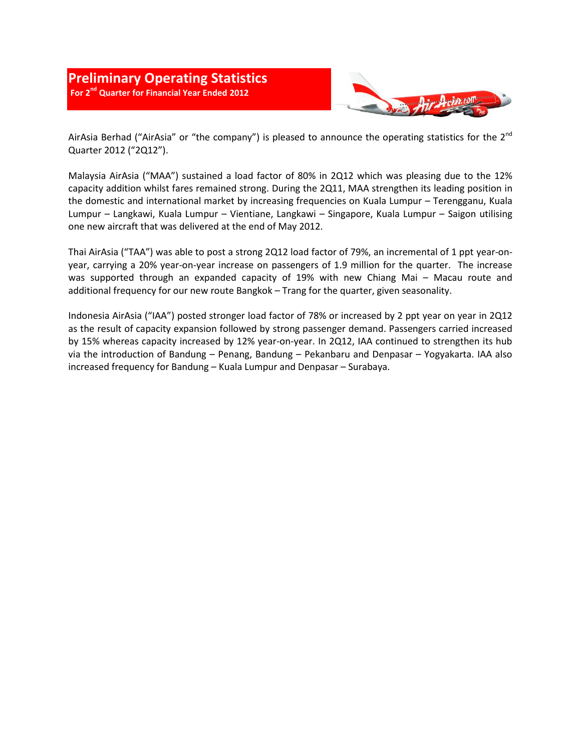# Preliminary Operating Statistics

**For 2nd Quarter for Financial Year Ended 2012**

AirAsia Berhad ("AirAsia" or "the company") is pleased to announce the operating statistics for the 2nd Quarter 2012 ("2Q12").

Malaysia AirAsia ("MAA") sustained a load factor of 80% in 2Q12 which was pleasing due to the 12% capacity addition whilst fares remained strong. During the 2Q11, MAA strengthen its leading position in the domestic and international market by increasing frequencies on Kuala Lumpur – Terengganu, Kuala Lumpur – Langkawi, Kuala Lumpur – Vientiane, Langkawi – Singapore, Kuala Lumpur – Saigon utilising one new aircraft that was delivered at the end of May 2012.

Thai AirAsia ("TAA") was able to post a strong 2Q12 load factor of 79%, an incremental of 1 ppt year-on-year, carrying a 20% year-on-year increase on passengers of 1.9 million for the quarter. The increase was supported through an expanded capacity of 19% with new Chiang Mai – Macau route and additional frequency for our new route Bangkok – Trang for the quarter, given seasonality.

Indonesia AirAsia ("IAA") posted stronger load factor of 78% or increased by 2 ppt year on year in 2Q12 as the result of capacity expansion followed by strong passenger demand. Passengers carried increased by 15% whereas capacity increased by 12% year-on-year. In 2Q12, IAA continued to strengthen its hub via the introduction of Bandung – Penang, Bandung – Pekanbaru and Denpasar – Yogyakarta. IAA also increased frequency for Bandung – Kuala Lumpur and Denpasar – Surabaya.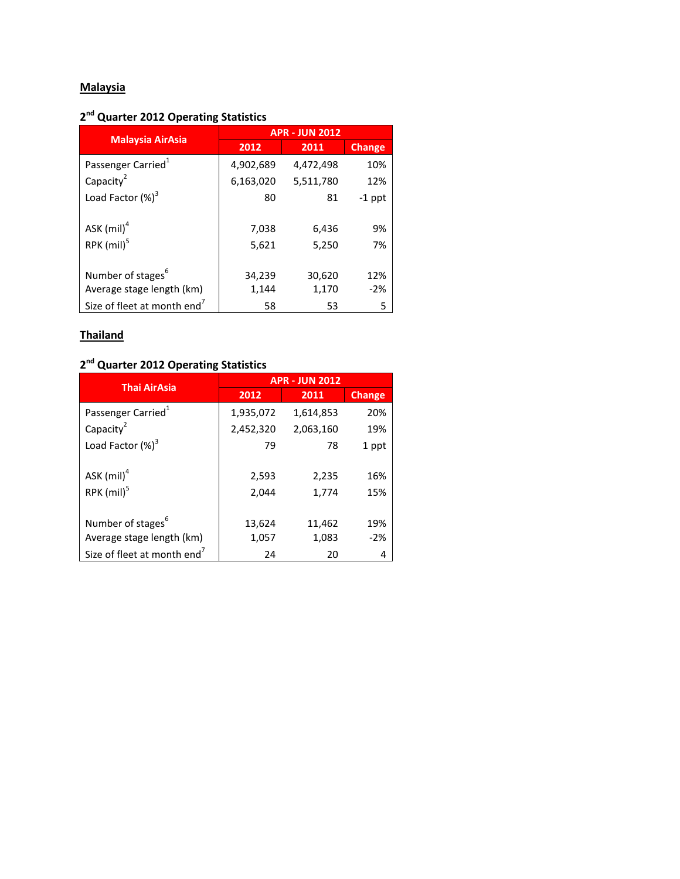## Malaysia

### 2nd Quarter 2012 Operating Statistics

| Malaysia AirAsia | APR - JUN 2012 | | |
|---|---|---|---|
| | 2012 | 2011 | Change |
| Passenger Carried[1] | 4,902,689 | 4,472,498 | 10% |
| Capacity[2] | 6,163,020 | 5,511,780 | 12% |
| Load Factor (%)[3] | 80 | 81 | -1 ppt |
| | | | |
| ASK (mil)[4] | 7,038 | 6,436 | 9% |
| RPK (mil)[5] | 5,621 | 5,250 | 7% |
| | | | |
| Number of stages[6] | 34,239 | 30,620 | 12% |
| Average stage length (km) | 1,144 | 1,170 | -2% |
| Size of fleet at month end[7] | 58 | 53 | 5 |

## Thailand

### 2nd Quarter 2012 Operating Statistics

| Thai AirAsia | APR - JUN 2012 | | |
|---|---|---|---|
| | 2012 | 2011 | Change |
| Passenger Carried[1] | 1,935,072 | 1,614,853 | 20% |
| Capacity[2] | 2,452,320 | 2,063,160 | 19% |
| Load Factor (%)[3] | 79 | 78 | 1 ppt |
| | | | |
| ASK (mil)[4] | 2,593 | 2,235 | 16% |
| RPK (mil)[5] | 2,044 | 1,774 | 15% |
| | | | |
| Number of stages[6] | 13,624 | 11,462 | 19% |
| Average stage length (km) | 1,057 | 1,083 | -2% |
| Size of fleet at month end[7] | 24 | 20 | 4 |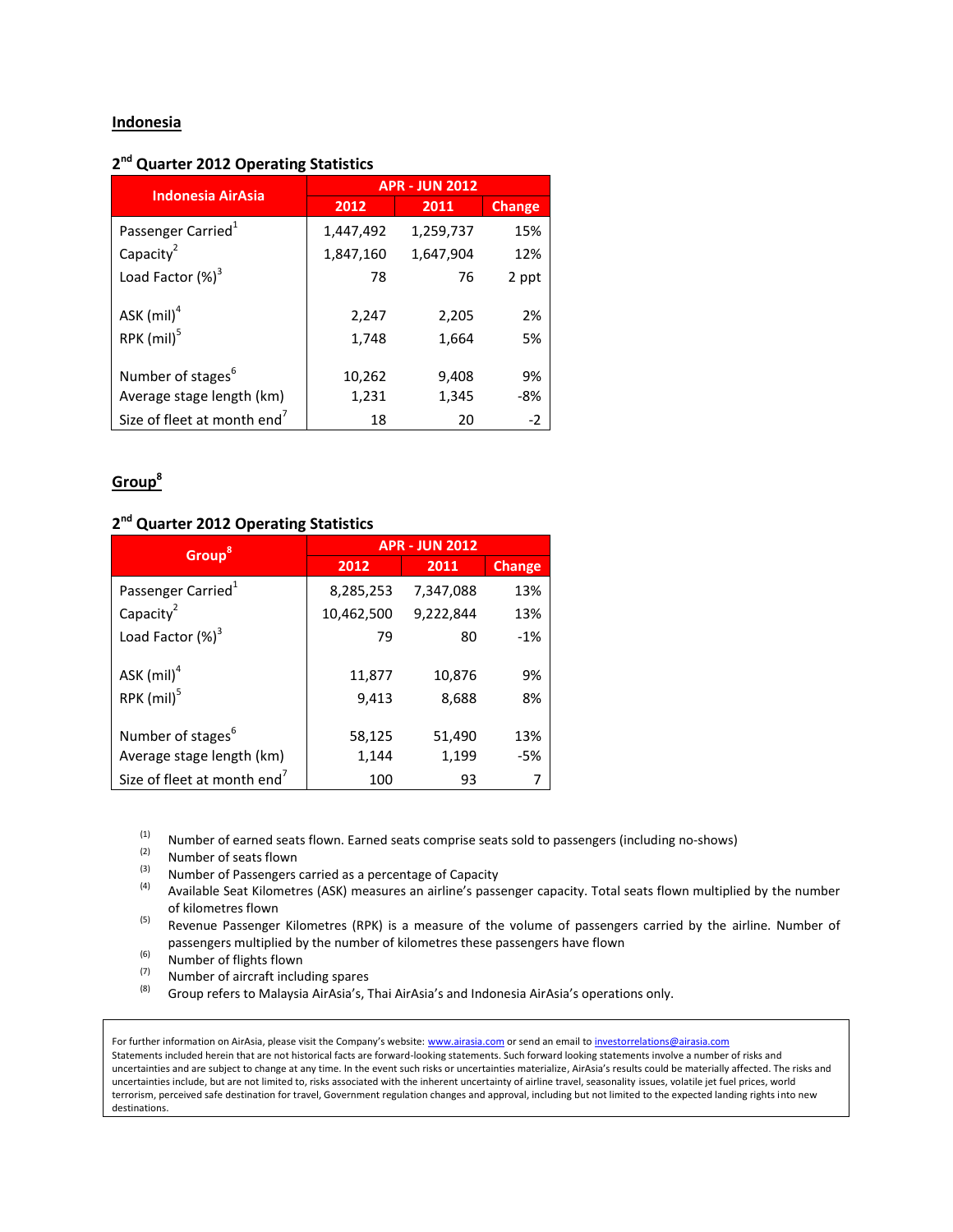## Indonesia

### 2nd Quarter 2012 Operating Statistics

| Indonesia AirAsia | APR - JUN 2012 | | |
|---|---|---|---|
| | 2012 | 2011 | Change |
| Passenger Carried[1] | 1,447,492 | 1,259,737 | 15% |
| Capacity[2] | 1,847,160 | 1,647,904 | 12% |
| Load Factor (%)[3] | 78 | 76 | 2 ppt |
| ASK (mil)[4] | 2,247 | 2,205 | 2% |
| RPK (mil)[5] | 1,748 | 1,664 | 5% |
| Number of stages[6] | 10,262 | 9,408 | 9% |
| Average stage length (km) | 1,231 | 1,345 | -8% |
| Size of fleet at month end[7] | 18 | 20 | -2 |

## Group[8]

### 2nd Quarter 2012 Operating Statistics

| Group[8] | APR - JUN 2012 | | |
|---|---|---|---|
| | 2012 | 2011 | Change |
| Passenger Carried[1] | 8,285,253 | 7,347,088 | 13% |
| Capacity[2] | 10,462,500 | 9,222,844 | 13% |
| Load Factor (%)[3] | 79 | 80 | -1% |
| ASK (mil)[4] | 11,877 | 10,876 | 9% |
| RPK (mil)[5] | 9,413 | 8,688 | 8% |
| Number of stages[6] | 58,125 | 51,490 | 13% |
| Average stage length (km) | 1,144 | 1,199 | -5% |
| Size of fleet at month end[7] | 100 | 93 | 7 |

(1) Number of earned seats flown. Earned seats comprise seats sold to passengers (including no-shows)
(2) Number of seats flown
(3) Number of Passengers carried as a percentage of Capacity
(4) Available Seat Kilometres (ASK) measures an airline's passenger capacity. Total seats flown multiplied by the number of kilometres flown
(5) Revenue Passenger Kilometres (RPK) is a measure of the volume of passengers carried by the airline. Number of passengers multiplied by the number of kilometres these passengers have flown
(6) Number of flights flown
(7) Number of aircraft including spares
(8) Group refers to Malaysia AirAsia's, Thai AirAsia's and Indonesia AirAsia's operations only.

For further information on AirAsia, please visit the Company's website: www.airasia.com or send an email to investorrelations@airasia.com
Statements included herein that are not historical facts are forward-looking statements. Such forward looking statements involve a number of risks and uncertainties and are subject to change at any time. In the event such risks or uncertainties materialize, AirAsia's results could be materially affected. The risks and uncertainties include, but are not limited to, risks associated with the inherent uncertainty of airline travel, seasonality issues, volatile jet fuel prices, world terrorism, perceived safe destination for travel, Government regulation changes and approval, including but not limited to the expected landing rights into new destinations.